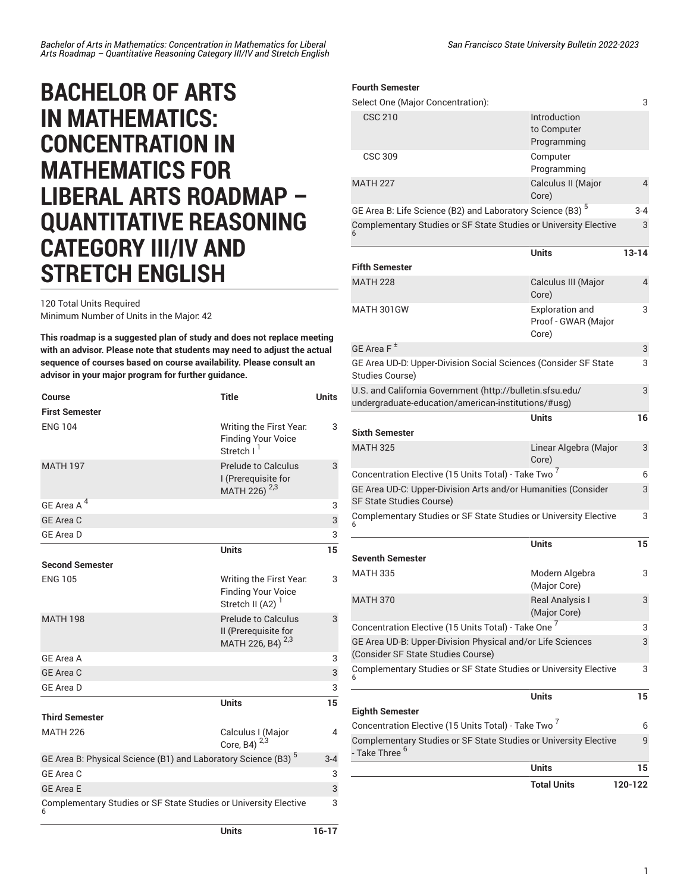# BACHELOR OF ARTS IN MATHEMATICS: CONCENTRATION IN MATHEMATICS FOR LIBERAL ARTS ROADMAP – QUANTITATIVE REASONING CATEGORY III/IV AND STRETCH ENGLISH

120 Total Units Required
Minimum Number of Units in the Major: 42

**This roadmap is a suggested plan of study and does not replace meeting with an advisor. Please note that students may need to adjust the actual sequence of courses based on course availability. Please consult an advisor in your major program for further guidance.**

| Course | Title | Units |
|---|---|---|
| **First Semester** | | |
| ENG 104 | Writing the First Year: Finding Your Voice Stretch I [1] | 3 |
| MATH 197 | Prelude to Calculus I (Prerequisite for MATH 226) [2,3] | 3 |
| GE Area A [4] | | 3 |
| GE Area C | | 3 |
| GE Area D | | 3 |
| | **Units** | **15** |
| **Second Semester** | | |
| ENG 105 | Writing the First Year: Finding Your Voice Stretch II (A2) [1] | 3 |
| MATH 198 | Prelude to Calculus II (Prerequisite for MATH 226, B4) [2,3] | 3 |
| GE Area A | | 3 |
| GE Area C | | 3 |
| GE Area D | | 3 |
| | **Units** | **15** |
| **Third Semester** | | |
| MATH 226 | Calculus I (Major Core, B4) [2,3] | 4 |
| GE Area B: Physical Science (B1) and Laboratory Science (B3) [5] | | 3-4 |
| GE Area C | | 3 |
| GE Area E | | 3 |
| Complementary Studies or SF State Studies or University Elective [6] | | 3 |
| | **Units** | **16-17** |
| **Fourth Semester** | | |
| Select One (Major Concentration): | | 3 |
| CSC 210 | Introduction to Computer Programming | |
| CSC 309 | Computer Programming | |
| MATH 227 | Calculus II (Major Core) | 4 |
| GE Area B: Life Science (B2) and Laboratory Science (B3) [5] | | 3-4 |
| Complementary Studies or SF State Studies or University Elective [6] | | 3 |
| | **Units** | **13-14** |
| **Fifth Semester** | | |
| MATH 228 | Calculus III (Major Core) | 4 |
| MATH 301GW | Exploration and Proof - GWAR (Major Core) | 3 |
| GE Area F [±] | | 3 |
| GE Area UD-D: Upper-Division Social Sciences (Consider SF State Studies Course) | | 3 |
| U.S. and California Government (http://bulletin.sfsu.edu/undergraduate-education/american-institutions/#usg) | | 3 |
| | **Units** | **16** |
| **Sixth Semester** | | |
| MATH 325 | Linear Algebra (Major Core) | 3 |
| Concentration Elective (15 Units Total) - Take Two [7] | | 6 |
| GE Area UD-C: Upper-Division Arts and/or Humanities (Consider SF State Studies Course) | | 3 |
| Complementary Studies or SF State Studies or University Elective [6] | | 3 |
| | **Units** | **15** |
| **Seventh Semester** | | |
| MATH 335 | Modern Algebra (Major Core) | 3 |
| MATH 370 | Real Analysis I (Major Core) | 3 |
| Concentration Elective (15 Units Total) - Take One [7] | | 3 |
| GE Area UD-B: Upper-Division Physical and/or Life Sciences (Consider SF State Studies Course) | | 3 |
| Complementary Studies or SF State Studies or University Elective [6] | | 3 |
| | **Units** | **15** |
| **Eighth Semester** | | |
| Concentration Elective (15 Units Total) - Take Two [7] | | 6 |
| Complementary Studies or SF State Studies or University Elective - Take Three [6] | | 9 |
| | **Units** | **15** |
| | **Total Units** | **120-122** |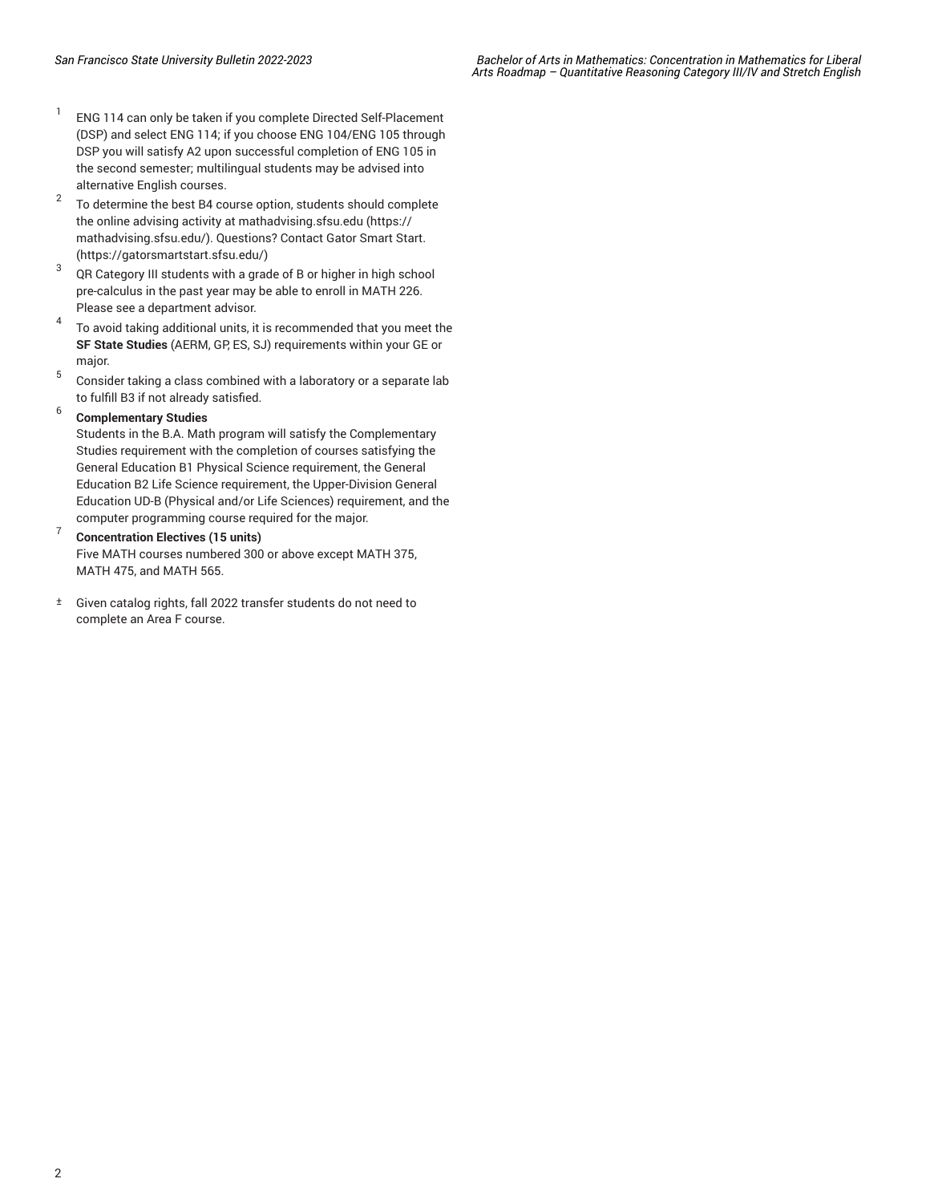[1] ENG 114 can only be taken if you complete Directed Self-Placement (DSP) and select ENG 114; if you choose ENG 104/ENG 105 through DSP you will satisfy A2 upon successful completion of ENG 105 in the second semester; multilingual students may be advised into alternative English courses.

[2] To determine the best B4 course option, students should complete the online advising activity at mathadvising.sfsu.edu (https://mathadvising.sfsu.edu/). Questions? Contact Gator Smart Start. (https://gatorsmartstart.sfsu.edu/)

[3] QR Category III students with a grade of B or higher in high school pre-calculus in the past year may be able to enroll in MATH 226. Please see a department advisor.

[4] To avoid taking additional units, it is recommended that you meet the **SF State Studies** (AERM, GP, ES, SJ) requirements within your GE or major.

[5] Consider taking a class combined with a laboratory or a separate lab to fulfill B3 if not already satisfied.

[6] **Complementary Studies**
Students in the B.A. Math program will satisfy the Complementary Studies requirement with the completion of courses satisfying the General Education B1 Physical Science requirement, the General Education B2 Life Science requirement, the Upper-Division General Education UD-B (Physical and/or Life Sciences) requirement, and the computer programming course required for the major.

[7] **Concentration Electives (15 units)**
Five MATH courses numbered 300 or above except MATH 375, MATH 475, and MATH 565.

± Given catalog rights, fall 2022 transfer students do not need to complete an Area F course.